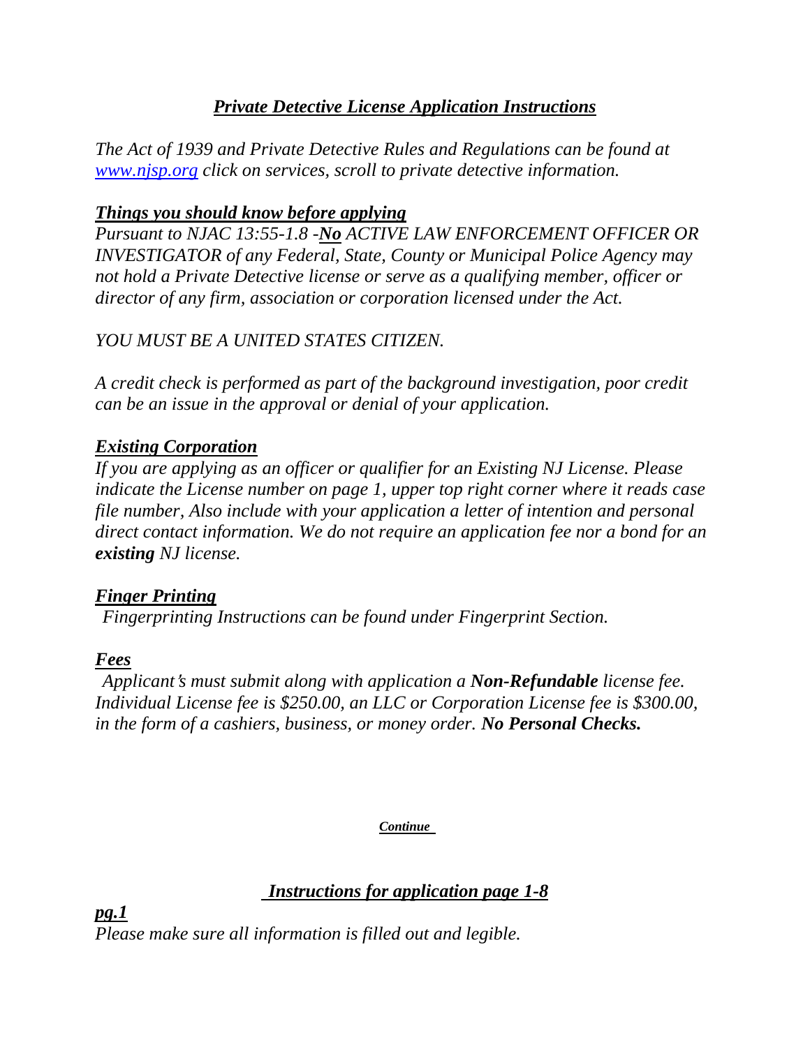# ***Private Detective License Application Instructions***

*The Act of 1939 and Private Detective Rules and Regulations can be found at [www.njsp.org](http://www.njsp.org) click on services, scroll to private detective information.*

## ***Things you should know before applying***

*Pursuant to NJAC 13:55-1.8 -**No** ACTIVE LAW ENFORCEMENT OFFICER OR INVESTIGATOR of any Federal, State, County or Municipal Police Agency may not hold a Private Detective license or serve as a qualifying member, officer or director of any firm, association or corporation licensed under the Act.*

*YOU MUST BE A UNITED STATES CITIZEN.*

*A credit check is performed as part of the background investigation, poor credit can be an issue in the approval or denial of your application.*

## ***Existing Corporation***

*If you are applying as an officer or qualifier for an Existing NJ License. Please indicate the License number on page 1, upper top right corner where it reads case file number, Also include with your application a letter of intention and personal direct contact information. We do not require an application fee nor a bond for an **existing** NJ license.*

## ***Finger Printing***

*Fingerprinting Instructions can be found under Fingerprint Section.*

## ***Fees***

*Applicant's must submit along with application a **Non-Refundable** license fee. Individual License fee is $250.00, an LLC or Corporation License fee is $300.00, in the form of a cashiers, business, or money order. **No Personal Checks.***

***Continue***

## ***Instructions for application page 1-8***

***pg.1***

*Please make sure all information is filled out and legible.*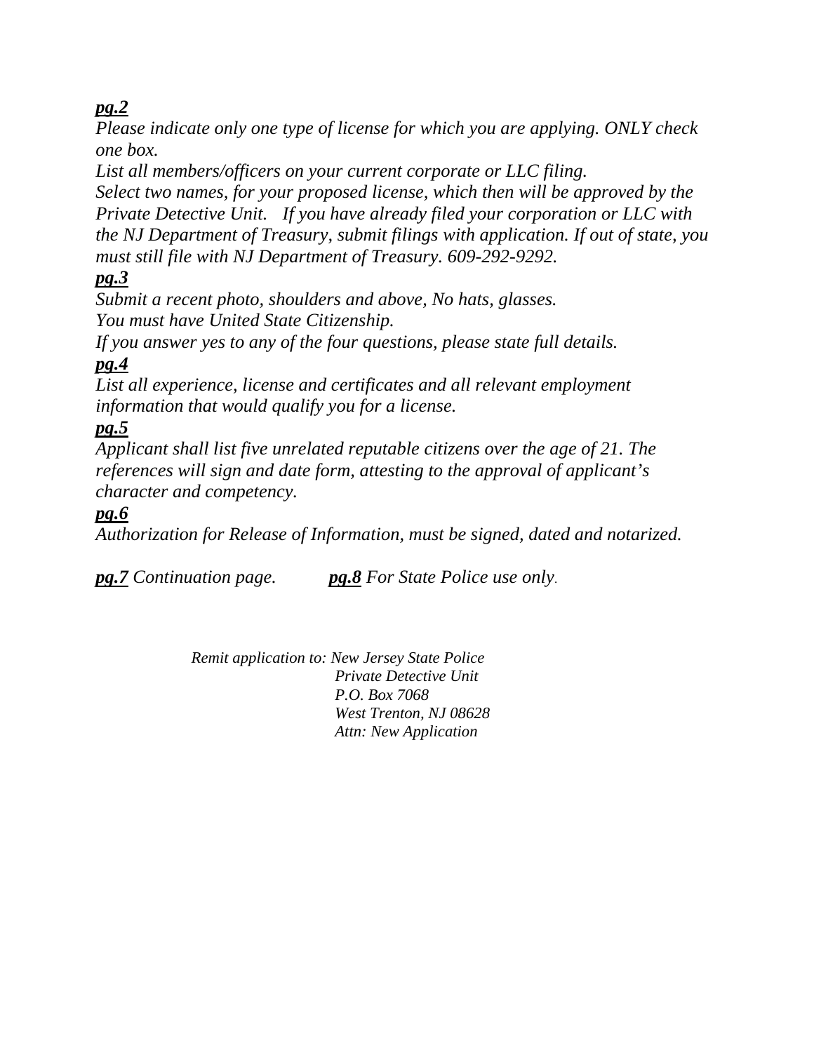***pg.2***

*Please indicate only one type of license for which you are applying. ONLY check one box.*

*List all members/officers on your current corporate or LLC filing.*

*Select two names, for your proposed license, which then will be approved by the Private Detective Unit. If you have already filed your corporation or LLC with the NJ Department of Treasury, submit filings with application. If out of state, you must still file with NJ Department of Treasury. 609-292-9292.*

***pg.3***

*Submit a recent photo, shoulders and above, No hats, glasses.*

*You must have United State Citizenship.*

*If you answer yes to any of the four questions, please state full details.*

***pg.4***

*List all experience, license and certificates and all relevant employment information that would qualify you for a license.*

***pg.5***

*Applicant shall list five unrelated reputable citizens over the age of 21. The references will sign and date form, attesting to the approval of applicant's character and competency.*

***pg.6***

*Authorization for Release of Information, must be signed, dated and notarized.*

***pg.7*** *Continuation page.* ***pg.8*** *For State Police use only.*

*Remit application to: New Jersey State Police*
*Private Detective Unit*
*P.O. Box 7068*
*West Trenton, NJ 08628*
*Attn: New Application*